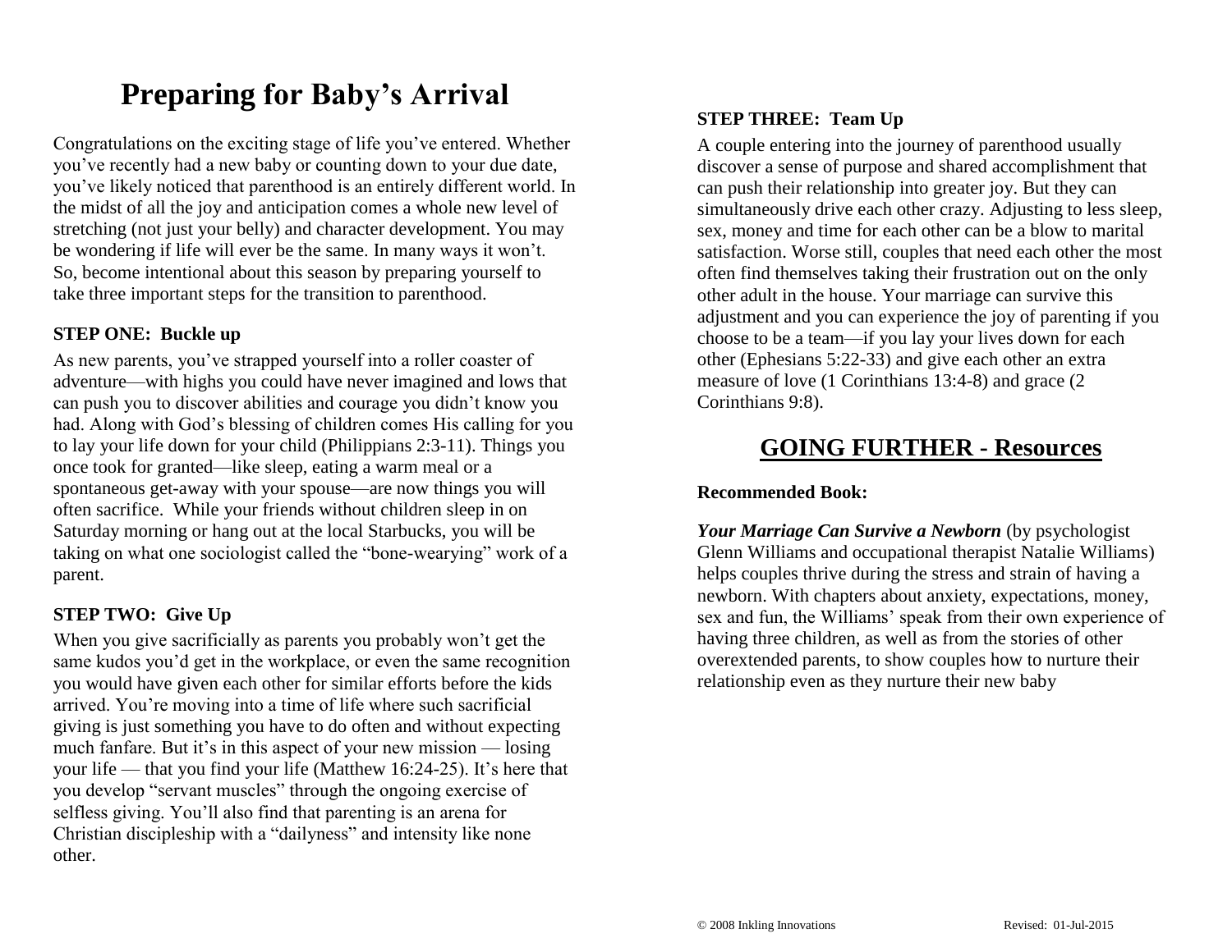# Preparing for Baby's Arrival

Congratulations on the exciting stage of life you've entered. Whether you've recently had a new baby or counting down to your due date, you've likely noticed that parenthood is an entirely different world. In the midst of all the joy and anticipation comes a whole new level of stretching (not just your belly) and character development. You may be wondering if life will ever be the same. In many ways it won't. So, become intentional about this season by preparing yourself to take three important steps for the transition to parenthood.

### STEP ONE: Buckle up

As new parents, you've strapped yourself into a roller coaster of adventure—with highs you could have never imagined and lows that can push you to discover abilities and courage you didn't know you had. Along with God's blessing of children comes His calling for you to lay your life down for your child (Philippians 2:3-11). Things you once took for granted—like sleep, eating a warm meal or a spontaneous get-away with your spouse—are now things you will often sacrifice. While your friends without children sleep in on Saturday morning or hang out at the local Starbucks, you will be taking on what one sociologist called the "bone-wearying" work of a parent.

### STEP TWO: Give Up

When you give sacrificially as parents you probably won't get the same kudos you'd get in the workplace, or even the same recognition you would have given each other for similar efforts before the kids arrived. You're moving into a time of life where such sacrificial giving is just something you have to do often and without expecting much fanfare. But it's in this aspect of your new mission — losing your life — that you find your life (Matthew 16:24-25). It's here that you develop "servant muscles" through the ongoing exercise of selfless giving. You'll also find that parenting is an arena for Christian discipleship with a "dailyness" and intensity like none other.

### STEP THREE: Team Up

A couple entering into the journey of parenthood usually discover a sense of purpose and shared accomplishment that can push their relationship into greater joy. But they can simultaneously drive each other crazy. Adjusting to less sleep, sex, money and time for each other can be a blow to marital satisfaction. Worse still, couples that need each other the most often find themselves taking their frustration out on the only other adult in the house. Your marriage can survive this adjustment and you can experience the joy of parenting if you choose to be a team—if you lay your lives down for each other (Ephesians 5:22-33) and give each other an extra measure of love (1 Corinthians 13:4-8) and grace (2 Corinthians 9:8).

## GOING FURTHER - Resources

**Recommended Book:**

***Your Marriage Can Survive a Newborn*** (by psychologist Glenn Williams and occupational therapist Natalie Williams) helps couples thrive during the stress and strain of having a newborn. With chapters about anxiety, expectations, money, sex and fun, the Williams' speak from their own experience of having three children, as well as from the stories of other overextended parents, to show couples how to nurture their relationship even as they nurture their new baby

© 2008 Inkling Innovations Revised: 01-Jul-2015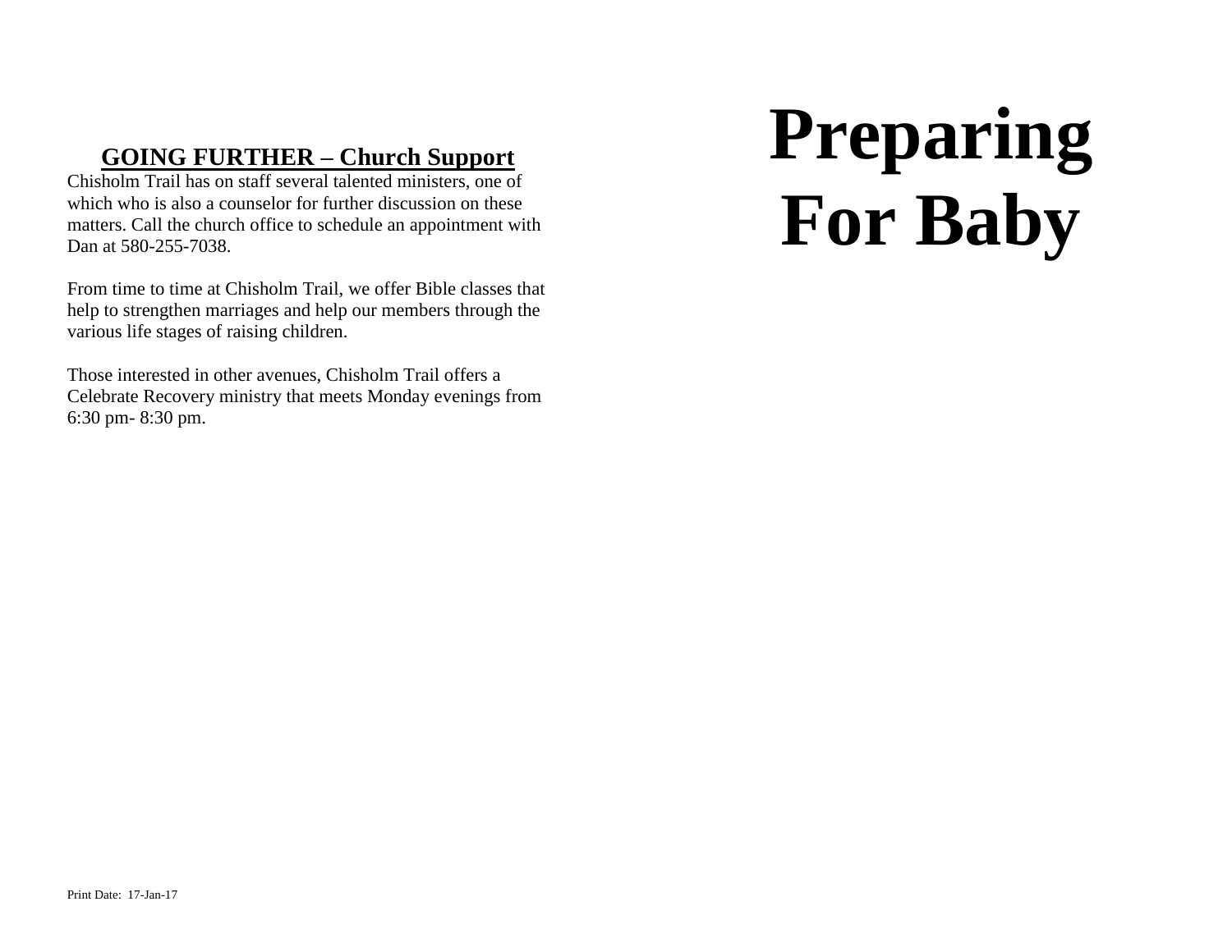## GOING FURTHER – Church Support

Chisholm Trail has on staff several talented ministers, one of which who is also a counselor for further discussion on these matters. Call the church office to schedule an appointment with Dan at 580-255-7038.

From time to time at Chisholm Trail, we offer Bible classes that help to strengthen marriages and help our members through the various life stages of raising children.

Those interested in other avenues, Chisholm Trail offers a Celebrate Recovery ministry that meets Monday evenings from 6:30 pm- 8:30 pm.

Print Date: 17-Jan-17

# Preparing For Baby